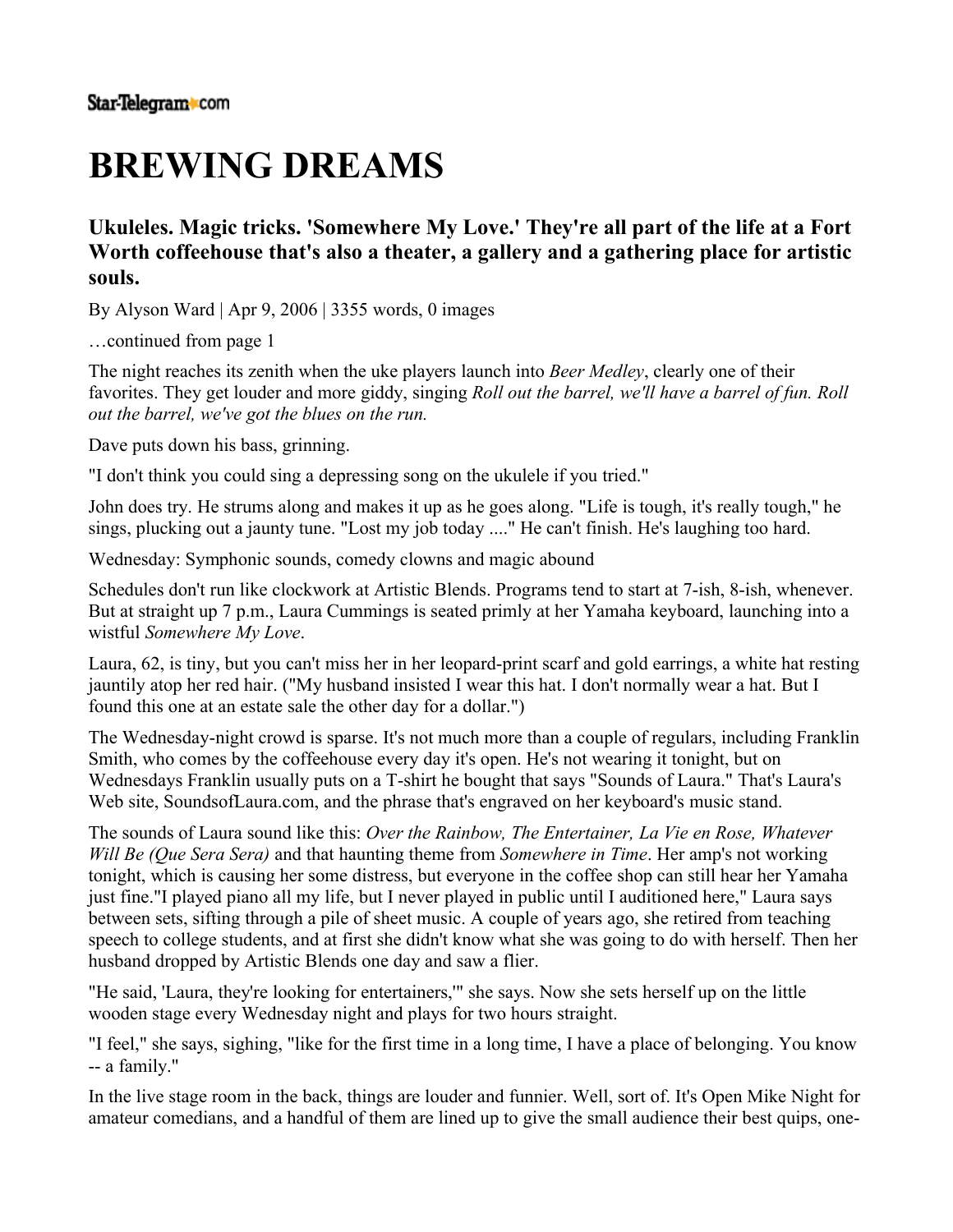Star-Telegram.com

# BREWING DREAMS

### Ukuleles. Magic tricks. 'Somewhere My Love.' They're all part of the life at a Fort Worth coffeehouse that's also a theater, a gallery and a gathering place for artistic souls.

By Alyson Ward | Apr 9, 2006 | 3355 words, 0 images

…continued from page 1

The night reaches its zenith when the uke players launch into *Beer Medley*, clearly one of their favorites. They get louder and more giddy, singing *Roll out the barrel, we'll have a barrel of fun. Roll out the barrel, we've got the blues on the run.*

Dave puts down his bass, grinning.

"I don't think you could sing a depressing song on the ukulele if you tried."

John does try. He strums along and makes it up as he goes along. "Life is tough, it's really tough," he sings, plucking out a jaunty tune. "Lost my job today ...." He can't finish. He's laughing too hard.

Wednesday: Symphonic sounds, comedy clowns and magic abound

Schedules don't run like clockwork at Artistic Blends. Programs tend to start at 7-ish, 8-ish, whenever. But at straight up 7 p.m., Laura Cummings is seated primly at her Yamaha keyboard, launching into a wistful *Somewhere My Love*.

Laura, 62, is tiny, but you can't miss her in her leopard-print scarf and gold earrings, a white hat resting jauntily atop her red hair. ("My husband insisted I wear this hat. I don't normally wear a hat. But I found this one at an estate sale the other day for a dollar.")

The Wednesday-night crowd is sparse. It's not much more than a couple of regulars, including Franklin Smith, who comes by the coffeehouse every day it's open. He's not wearing it tonight, but on Wednesdays Franklin usually puts on a T-shirt he bought that says "Sounds of Laura." That's Laura's Web site, SoundsofLaura.com, and the phrase that's engraved on her keyboard's music stand.

The sounds of Laura sound like this: *Over the Rainbow, The Entertainer, La Vie en Rose, Whatever Will Be (Que Sera Sera)* and that haunting theme from *Somewhere in Time*. Her amp's not working tonight, which is causing her some distress, but everyone in the coffee shop can still hear her Yamaha just fine."I played piano all my life, but I never played in public until I auditioned here," Laura says between sets, sifting through a pile of sheet music. A couple of years ago, she retired from teaching speech to college students, and at first she didn't know what she was going to do with herself. Then her husband dropped by Artistic Blends one day and saw a flier.

"He said, 'Laura, they're looking for entertainers,'" she says. Now she sets herself up on the little wooden stage every Wednesday night and plays for two hours straight.

"I feel," she says, sighing, "like for the first time in a long time, I have a place of belonging. You know -- a family."

In the live stage room in the back, things are louder and funnier. Well, sort of. It's Open Mike Night for amateur comedians, and a handful of them are lined up to give the small audience their best quips, one-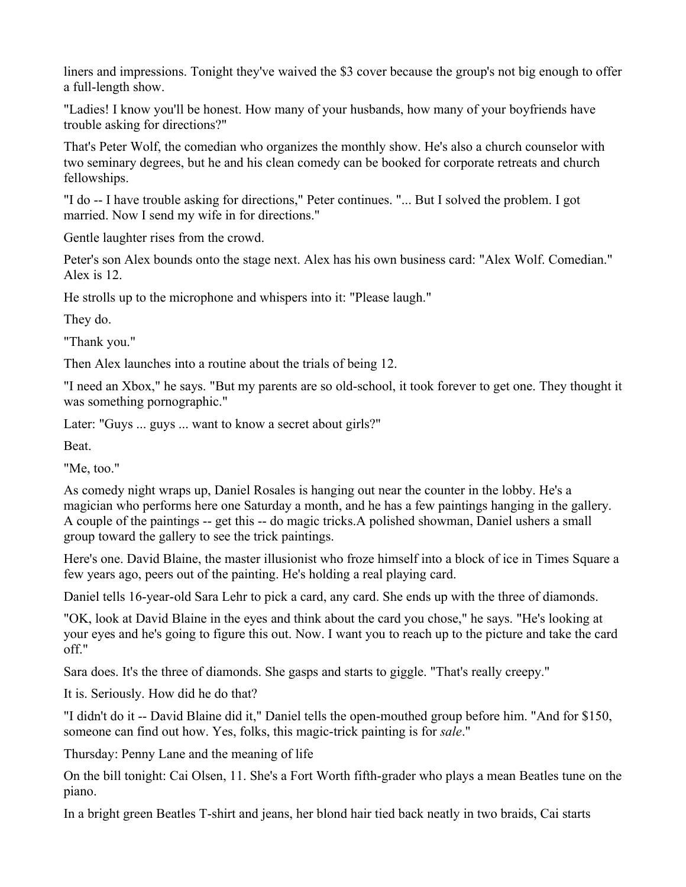liners and impressions. Tonight they've waived the $3 cover because the group's not big enough to offer a full-length show.

"Ladies! I know you'll be honest. How many of your husbands, how many of your boyfriends have trouble asking for directions?"

That's Peter Wolf, the comedian who organizes the monthly show. He's also a church counselor with two seminary degrees, but he and his clean comedy can be booked for corporate retreats and church fellowships.

"I do -- I have trouble asking for directions," Peter continues. "... But I solved the problem. I got married. Now I send my wife in for directions."

Gentle laughter rises from the crowd.

Peter's son Alex bounds onto the stage next. Alex has his own business card: "Alex Wolf. Comedian." Alex is 12.

He strolls up to the microphone and whispers into it: "Please laugh."

They do.

"Thank you."

Then Alex launches into a routine about the trials of being 12.

"I need an Xbox," he says. "But my parents are so old-school, it took forever to get one. They thought it was something pornographic."

Later: "Guys ... guys ... want to know a secret about girls?"

Beat.

"Me, too."

As comedy night wraps up, Daniel Rosales is hanging out near the counter in the lobby. He's a magician who performs here one Saturday a month, and he has a few paintings hanging in the gallery. A couple of the paintings -- get this -- do magic tricks.A polished showman, Daniel ushers a small group toward the gallery to see the trick paintings.

Here's one. David Blaine, the master illusionist who froze himself into a block of ice in Times Square a few years ago, peers out of the painting. He's holding a real playing card.

Daniel tells 16-year-old Sara Lehr to pick a card, any card. She ends up with the three of diamonds.

"OK, look at David Blaine in the eyes and think about the card you chose," he says. "He's looking at your eyes and he's going to figure this out. Now. I want you to reach up to the picture and take the card off."

Sara does. It's the three of diamonds. She gasps and starts to giggle. "That's really creepy."

It is. Seriously. How did he do that?

"I didn't do it -- David Blaine did it," Daniel tells the open-mouthed group before him. "And for $150, someone can find out how. Yes, folks, this magic-trick painting is for *sale*."

Thursday: Penny Lane and the meaning of life

On the bill tonight: Cai Olsen, 11. She's a Fort Worth fifth-grader who plays a mean Beatles tune on the piano.

In a bright green Beatles T-shirt and jeans, her blond hair tied back neatly in two braids, Cai starts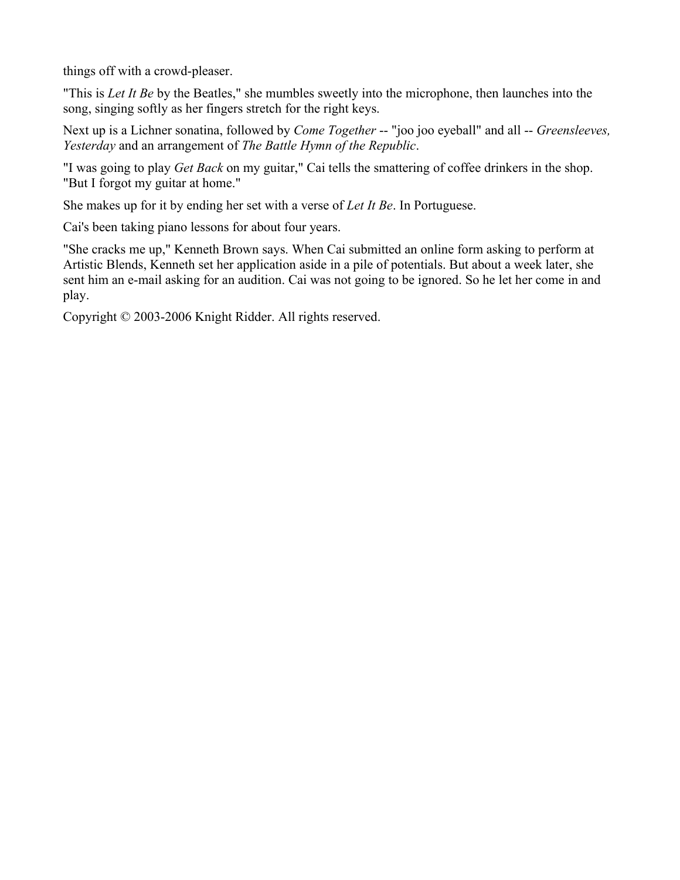things off with a crowd-pleaser.

"This is *Let It Be* by the Beatles," she mumbles sweetly into the microphone, then launches into the song, singing softly as her fingers stretch for the right keys.

Next up is a Lichner sonatina, followed by *Come Together* -- "joo joo eyeball" and all -- *Greensleeves, Yesterday* and an arrangement of *The Battle Hymn of the Republic*.

"I was going to play *Get Back* on my guitar," Cai tells the smattering of coffee drinkers in the shop. "But I forgot my guitar at home."

She makes up for it by ending her set with a verse of *Let It Be*. In Portuguese.

Cai's been taking piano lessons for about four years.

"She cracks me up," Kenneth Brown says. When Cai submitted an online form asking to perform at Artistic Blends, Kenneth set her application aside in a pile of potentials. But about a week later, she sent him an e-mail asking for an audition. Cai was not going to be ignored. So he let her come in and play.

Copyright © 2003-2006 Knight Ridder. All rights reserved.